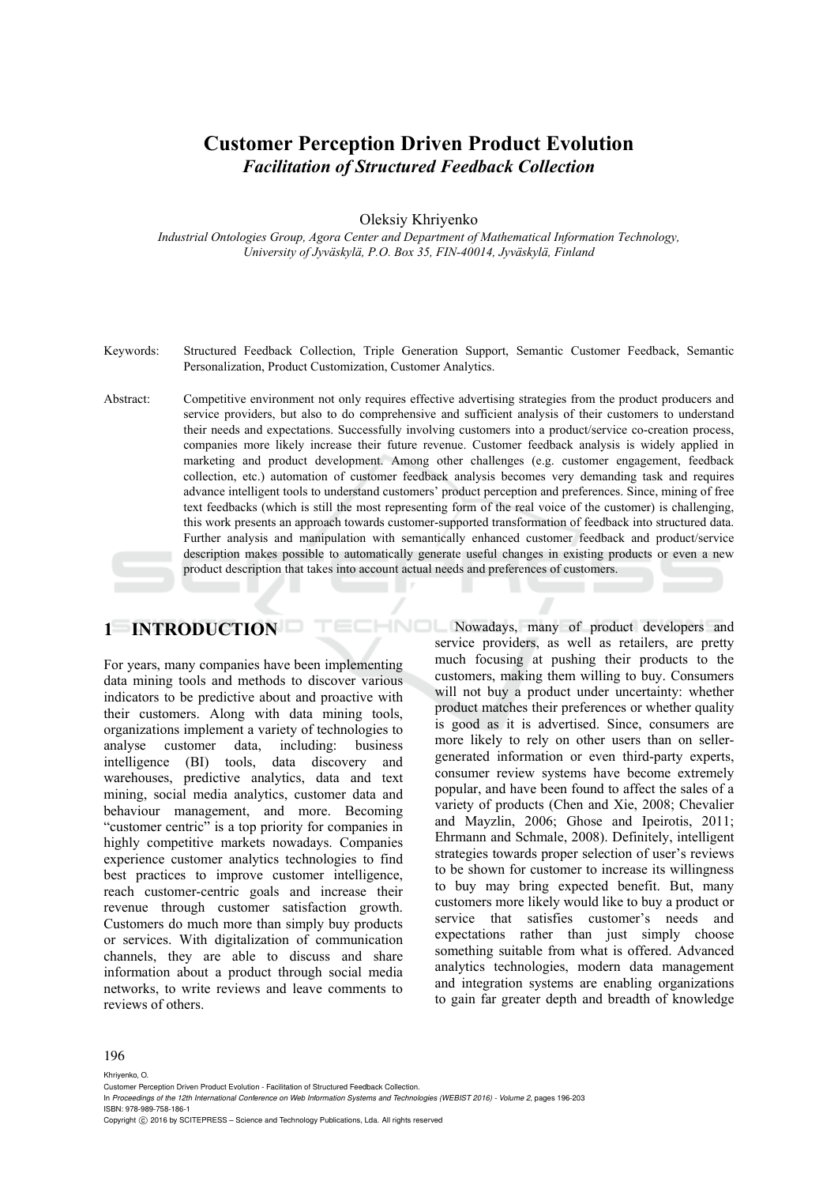# Customer Perception Driven Product Evolution
## *Facilitation of Structured Feedback Collection*

Oleksiy Khriyenko

*Industrial Ontologies Group, Agora Center and Department of Mathematical Information Technology, University of Jyväskylä, P.O. Box 35, FIN-40014, Jyväskylä, Finland*

Keywords: Structured Feedback Collection, Triple Generation Support, Semantic Customer Feedback, Semantic Personalization, Product Customization, Customer Analytics.

Abstract: Competitive environment not only requires effective advertising strategies from the product producers and service providers, but also to do comprehensive and sufficient analysis of their customers to understand their needs and expectations. Successfully involving customers into a product/service co-creation process, companies more likely increase their future revenue. Customer feedback analysis is widely applied in marketing and product development. Among other challenges (e.g. customer engagement, feedback collection, etc.) automation of customer feedback analysis becomes very demanding task and requires advance intelligent tools to understand customers' product perception and preferences. Since, mining of free text feedbacks (which is still the most representing form of the real voice of the customer) is challenging, this work presents an approach towards customer-supported transformation of feedback into structured data. Further analysis and manipulation with semantically enhanced customer feedback and product/service description makes possible to automatically generate useful changes in existing products or even a new product description that takes into account actual needs and preferences of customers.

## 1 INTRODUCTION

For years, many companies have been implementing data mining tools and methods to discover various indicators to be predictive about and proactive with their customers. Along with data mining tools, organizations implement a variety of technologies to analyse customer data, including: business intelligence (BI) tools, data discovery and warehouses, predictive analytics, data and text mining, social media analytics, customer data and behaviour management, and more. Becoming "customer centric" is a top priority for companies in highly competitive markets nowadays. Companies experience customer analytics technologies to find best practices to improve customer intelligence, reach customer-centric goals and increase their revenue through customer satisfaction growth. Customers do much more than simply buy products or services. With digitalization of communication channels, they are able to discuss and share information about a product through social media networks, to write reviews and leave comments to reviews of others.

Nowadays, many of product developers and service providers, as well as retailers, are pretty much focusing at pushing their products to the customers, making them willing to buy. Consumers will not buy a product under uncertainty: whether product matches their preferences or whether quality is good as it is advertised. Since, consumers are more likely to rely on other users than on seller-generated information or even third-party experts, consumer review systems have become extremely popular, and have been found to affect the sales of a variety of products (Chen and Xie, 2008; Chevalier and Mayzlin, 2006; Ghose and Ipeirotis, 2011; Ehrmann and Schmale, 2008). Definitely, intelligent strategies towards proper selection of user's reviews to be shown for customer to increase its willingness to buy may bring expected benefit. But, many customers more likely would like to buy a product or service that satisfies customer's needs and expectations rather than just simply choose something suitable from what is offered. Advanced analytics technologies, modern data management and integration systems are enabling organizations to gain far greater depth and breadth of knowledge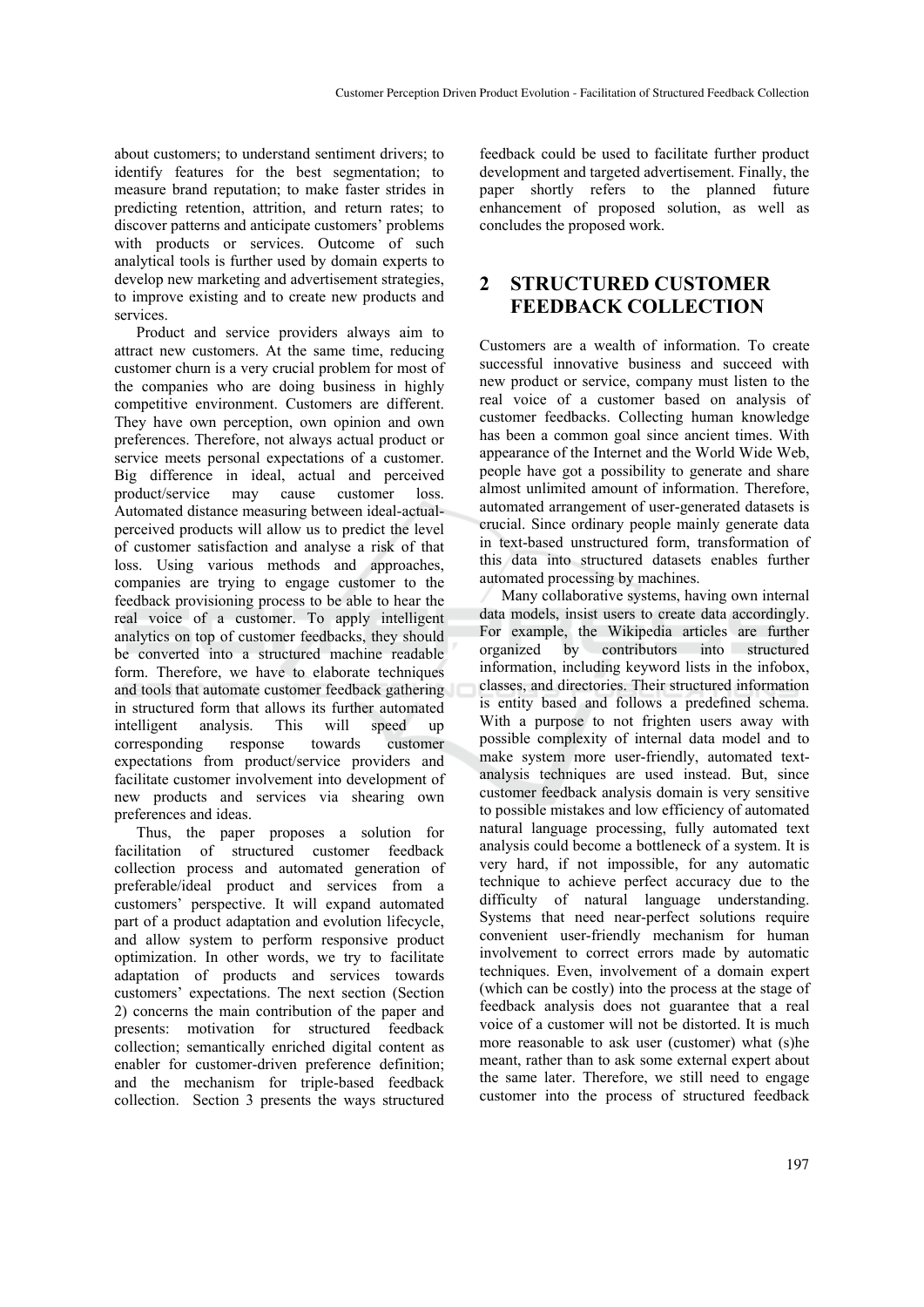about customers; to understand sentiment drivers; to identify features for the best segmentation; to measure brand reputation; to make faster strides in predicting retention, attrition, and return rates; to discover patterns and anticipate customers' problems with products or services. Outcome of such analytical tools is further used by domain experts to develop new marketing and advertisement strategies, to improve existing and to create new products and services.

Product and service providers always aim to attract new customers. At the same time, reducing customer churn is a very crucial problem for most of the companies who are doing business in highly competitive environment. Customers are different. They have own perception, own opinion and own preferences. Therefore, not always actual product or service meets personal expectations of a customer. Big difference in ideal, actual and perceived product/service may cause customer loss. Automated distance measuring between ideal-actual-perceived products will allow us to predict the level of customer satisfaction and analyse a risk of that loss. Using various methods and approaches, companies are trying to engage customer to the feedback provisioning process to be able to hear the real voice of a customer. To apply intelligent analytics on top of customer feedbacks, they should be converted into a structured machine readable form. Therefore, we have to elaborate techniques and tools that automate customer feedback gathering in structured form that allows its further automated intelligent analysis. This will speed up corresponding response towards customer expectations from product/service providers and facilitate customer involvement into development of new products and services via shearing own preferences and ideas.

Thus, the paper proposes a solution for facilitation of structured customer feedback collection process and automated generation of preferable/ideal product and services from a customers' perspective. It will expand automated part of a product adaptation and evolution lifecycle, and allow system to perform responsive product optimization. In other words, we try to facilitate adaptation of products and services towards customers' expectations. The next section (Section 2) concerns the main contribution of the paper and presents: motivation for structured feedback collection; semantically enriched digital content as enabler for customer-driven preference definition; and the mechanism for triple-based feedback collection. Section 3 presents the ways structured feedback could be used to facilitate further product development and targeted advertisement. Finally, the paper shortly refers to the planned future enhancement of proposed solution, as well as concludes the proposed work.

## 2 STRUCTURED CUSTOMER FEEDBACK COLLECTION

Customers are a wealth of information. To create successful innovative business and succeed with new product or service, company must listen to the real voice of a customer based on analysis of customer feedbacks. Collecting human knowledge has been a common goal since ancient times. With appearance of the Internet and the World Wide Web, people have got a possibility to generate and share almost unlimited amount of information. Therefore, automated arrangement of user-generated datasets is crucial. Since ordinary people mainly generate data in text-based unstructured form, transformation of this data into structured datasets enables further automated processing by machines.

Many collaborative systems, having own internal data models, insist users to create data accordingly. For example, the Wikipedia articles are further organized by contributors into structured information, including keyword lists in the infobox, classes, and directories. Their structured information is entity based and follows a predefined schema. With a purpose to not frighten users away with possible complexity of internal data model and to make system more user-friendly, automated text-analysis techniques are used instead. But, since customer feedback analysis domain is very sensitive to possible mistakes and low efficiency of automated natural language processing, fully automated text analysis could become a bottleneck of a system. It is very hard, if not impossible, for any automatic technique to achieve perfect accuracy due to the difficulty of natural language understanding. Systems that need near-perfect solutions require convenient user-friendly mechanism for human involvement to correct errors made by automatic techniques. Even, involvement of a domain expert (which can be costly) into the process at the stage of feedback analysis does not guarantee that a real voice of a customer will not be distorted. It is much more reasonable to ask user (customer) what (s)he meant, rather than to ask some external expert about the same later. Therefore, we still need to engage customer into the process of structured feedback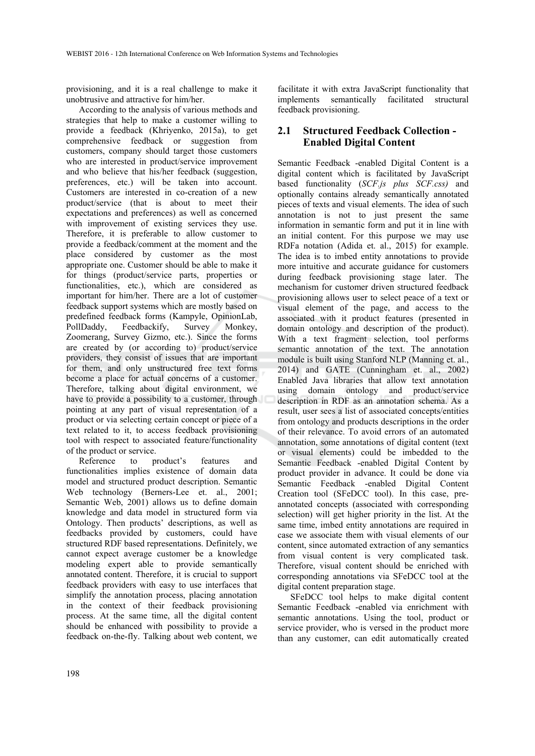provisioning, and it is a real challenge to make it unobtrusive and attractive for him/her.

According to the analysis of various methods and strategies that help to make a customer willing to provide a feedback (Khriyenko, 2015a), to get comprehensive feedback or suggestion from customers, company should target those customers who are interested in product/service improvement and who believe that his/her feedback (suggestion, preferences, etc.) will be taken into account. Customers are interested in co-creation of a new product/service (that is about to meet their expectations and preferences) as well as concerned with improvement of existing services they use. Therefore, it is preferable to allow customer to provide a feedback/comment at the moment and the place considered by customer as the most appropriate one. Customer should be able to make it for things (product/service parts, properties or functionalities, etc.), which are considered as important for him/her. There are a lot of customer feedback support systems which are mostly based on predefined feedback forms (Kampyle, OpinionLab, PollDaddy, Feedbackify, Survey Monkey, Zoomerang, Survey Gizmo, etc.). Since the forms are created by (or according to) product/service providers, they consist of issues that are important for them, and only unstructured free text forms become a place for actual concerns of a customer. Therefore, talking about digital environment, we have to provide a possibility to a customer, through pointing at any part of visual representation of a product or via selecting certain concept or piece of a text related to it, to access feedback provisioning tool with respect to associated feature/functionality of the product or service.

Reference to product's features and functionalities implies existence of domain data model and structured product description. Semantic Web technology (Berners-Lee et. al., 2001; Semantic Web, 2001) allows us to define domain knowledge and data model in structured form via Ontology. Then products' descriptions, as well as feedbacks provided by customers, could have structured RDF based representations. Definitely, we cannot expect average customer be a knowledge modeling expert able to provide semantically annotated content. Therefore, it is crucial to support feedback providers with easy to use interfaces that simplify the annotation process, placing annotation in the context of their feedback provisioning process. At the same time, all the digital content should be enhanced with possibility to provide a feedback on-the-fly. Talking about web content, we facilitate it with extra JavaScript functionality that implements semantically facilitated structural feedback provisioning.

## 2.1 Structured Feedback Collection - Enabled Digital Content

Semantic Feedback -enabled Digital Content is a digital content which is facilitated by JavaScript based functionality (*SCF.js plus SCF.css)* and optionally contains already semantically annotated pieces of texts and visual elements. The idea of such annotation is not to just present the same information in semantic form and put it in line with an initial content. For this purpose we may use RDFa notation (Adida et. al., 2015) for example. The idea is to imbed entity annotations to provide more intuitive and accurate guidance for customers during feedback provisioning stage later. The mechanism for customer driven structured feedback provisioning allows user to select peace of a text or visual element of the page, and access to the associated with it product features (presented in domain ontology and description of the product). With a text fragment selection, tool performs semantic annotation of the text. The annotation module is built using Stanford NLP (Manning et. al., 2014) and GATE (Cunningham et. al., 2002) Enabled Java libraries that allow text annotation using domain ontology and product/service description in RDF as an annotation schema. As a result, user sees a list of associated concepts/entities from ontology and products descriptions in the order of their relevance. To avoid errors of an automated annotation, some annotations of digital content (text or visual elements) could be imbedded to the Semantic Feedback -enabled Digital Content by product provider in advance. It could be done via Semantic Feedback -enabled Digital Content Creation tool (SFeDCC tool). In this case, pre-annotated concepts (associated with corresponding selection) will get higher priority in the list. At the same time, imbed entity annotations are required in case we associate them with visual elements of our content, since automated extraction of any semantics from visual content is very complicated task. Therefore, visual content should be enriched with corresponding annotations via SFeDCC tool at the digital content preparation stage.

SFeDCC tool helps to make digital content Semantic Feedback -enabled via enrichment with semantic annotations. Using the tool, product or service provider, who is versed in the product more than any customer, can edit automatically created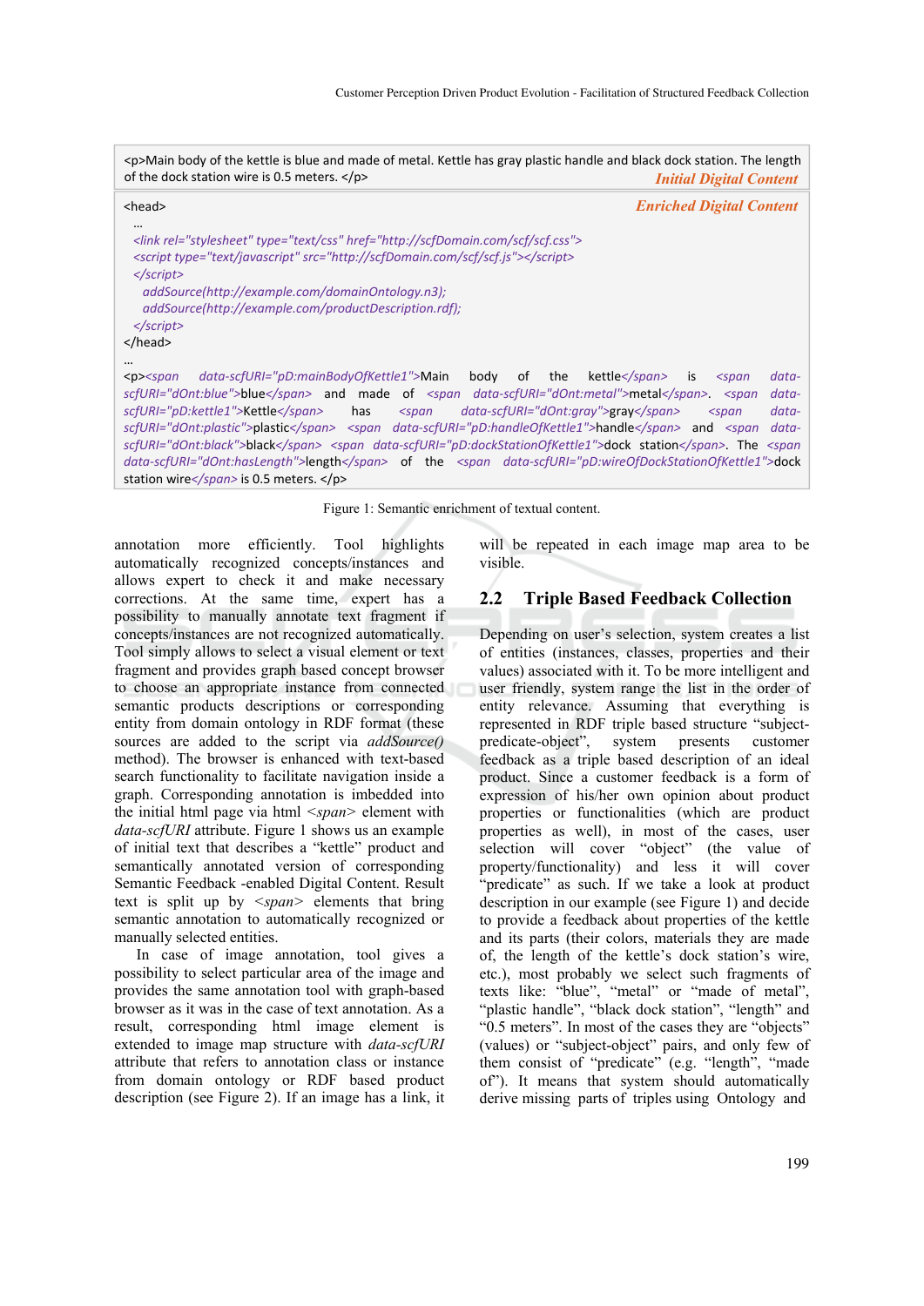```
<p>Main body of the kettle is blue and made of metal. Kettle has gray plastic handle and black dock station. The length
of the dock station wire is 0.5 meters. </p>
```
*Initial Digital Content*

```
<head>
  ...
  <link rel="stylesheet" type="text/css" href="http://scfDomain.com/scf/scf.css">
  <script type="text/javascript" src="http://scfDomain.com/scf/scf.js"></script>
  </script>
    addSource(http://example.com/domainOntology.n3);
    addSource(http://example.com/productDescription.rdf);
  </script>
</head>
...
<p><span data-scfURI="pD:mainBodyOfKettle1">Main body of the kettle</span> is <span data-scfURI="dOnt:blue">blue</span> and made of <span data-scfURI="dOnt:metal">metal</span>. <span data-scfURI="pD:kettle1">Kettle</span> has <span data-scfURI="dOnt:gray">gray</span> <span data-scfURI="dOnt:plastic">plastic</span> <span data-scfURI="pD:handleOfKettle1">handle</span> and <span data-scfURI="dOnt:black">black</span> <span data-scfURI="pD:dockStationOfKettle1">dock station</span>. The <span data-scfURI="dOnt:hasLength">length</span> of the <span data-scfURI="pD:wireOfDockStationOfKettle1">dock station wire</span> is 0.5 meters. </p>
```
*Enriched Digital Content*

Figure 1: Semantic enrichment of textual content.

annotation more efficiently. Tool highlights automatically recognized concepts/instances and allows expert to check it and make necessary corrections. At the same time, expert has a possibility to manually annotate text fragment if concepts/instances are not recognized automatically. Tool simply allows to select a visual element or text fragment and provides graph based concept browser to choose an appropriate instance from connected semantic products descriptions or corresponding entity from domain ontology in RDF format (these sources are added to the script via *addSource()* method). The browser is enhanced with text-based search functionality to facilitate navigation inside a graph. Corresponding annotation is imbedded into the initial html page via html *<span>* element with *data-scfURI* attribute. Figure 1 shows us an example of initial text that describes a "kettle" product and semantically annotated version of corresponding Semantic Feedback -enabled Digital Content. Result text is split up by *<span>* elements that bring semantic annotation to automatically recognized or manually selected entities.

In case of image annotation, tool gives a possibility to select particular area of the image and provides the same annotation tool with graph-based browser as it was in the case of text annotation. As a result, corresponding html image element is extended to image map structure with *data-scfURI* attribute that refers to annotation class or instance from domain ontology or RDF based product description (see Figure 2). If an image has a link, it will be repeated in each image map area to be visible.

## 2.2 Triple Based Feedback Collection

Depending on user's selection, system creates a list of entities (instances, classes, properties and their values) associated with it. To be more intelligent and user friendly, system range the list in the order of entity relevance. Assuming that everything is represented in RDF triple based structure "subject-predicate-object", system presents customer feedback as a triple based description of an ideal product. Since a customer feedback is a form of expression of his/her own opinion about product properties or functionalities (which are product properties as well), in most of the cases, user selection will cover "object" (the value of property/functionality) and less it will cover "predicate" as such. If we take a look at product description in our example (see Figure 1) and decide to provide a feedback about properties of the kettle and its parts (their colors, materials they are made of, the length of the kettle's dock station's wire, etc.), most probably we select such fragments of texts like: "blue", "metal" or "made of metal", "plastic handle", "black dock station", "length" and "0.5 meters". In most of the cases they are "objects" (values) or "subject-object" pairs, and only few of them consist of "predicate" (e.g. "length", "made of"). It means that system should automatically derive missing parts of triples using Ontology and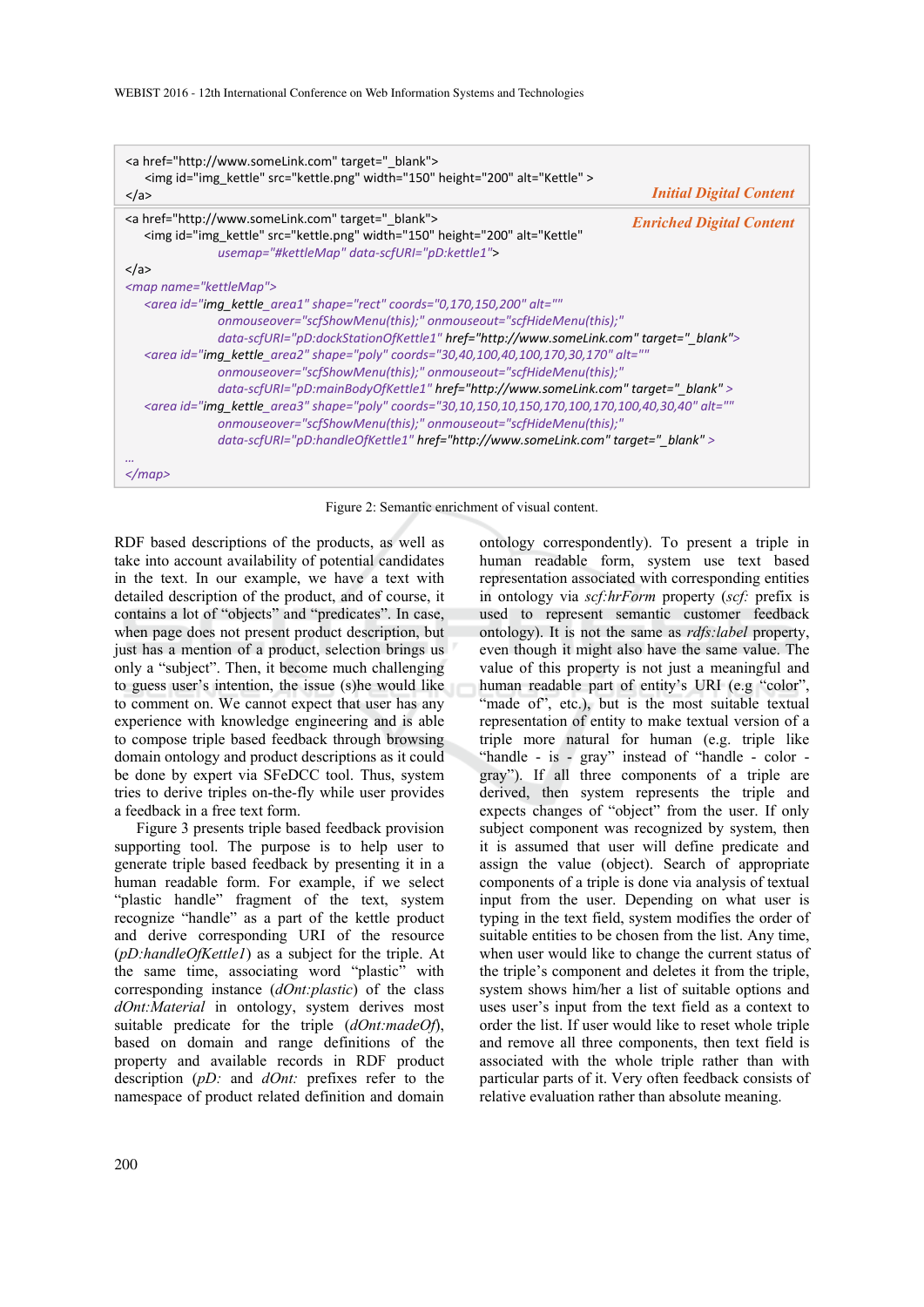```
<a href="http://www.someLink.com" target="_blank">
    <img id="img_kettle" src="kettle.png" width="150" height="200" alt="Kettle" >
</a>
```

*Initial Digital Content*

```
<a href="http://www.someLink.com" target="_blank">
    <img id="img_kettle" src="kettle.png" width="150" height="200" alt="Kettle"
                usemap="#kettleMap" data-scfURI="pD:kettle1">
</a>
<map name="kettleMap">
    <area id="img_kettle_area1" shape="rect" coords="0,170,150,200" alt=""
                onmouseover="scfShowMenu(this);" onmouseout="scfHideMenu(this);"
                data-scfURI="pD:dockStationOfKettle1" href="http://www.someLink.com" target="_blank">
    <area id="img_kettle_area2" shape="poly" coords="30,40,100,40,100,170,30,170" alt=""
                onmouseover="scfShowMenu(this);" onmouseout="scfHideMenu(this);"
                data-scfURI="pD:mainBodyOfKettle1" href="http://www.someLink.com" target="_blank" >
    <area id="img_kettle_area3" shape="poly" coords="30,10,150,10,150,170,100,170,100,40,30,40" alt=""
                onmouseover="scfShowMenu(this);" onmouseout="scfHideMenu(this);"
                data-scfURI="pD:handleOfKettle1" href="http://www.someLink.com" target="_blank" >
...
</map>
```

*Enriched Digital Content*

Figure 2: Semantic enrichment of visual content.

RDF based descriptions of the products, as well as take into account availability of potential candidates in the text. In our example, we have a text with detailed description of the product, and of course, it contains a lot of "objects" and "predicates". In case, when page does not present product description, but just has a mention of a product, selection brings us only a "subject". Then, it become much challenging to guess user's intention, the issue (s)he would like to comment on. We cannot expect that user has any experience with knowledge engineering and is able to compose triple based feedback through browsing domain ontology and product descriptions as it could be done by expert via SFeDCC tool. Thus, system tries to derive triples on-the-fly while user provides a feedback in a free text form.

Figure 3 presents triple based feedback provision supporting tool. The purpose is to help user to generate triple based feedback by presenting it in a human readable form. For example, if we select "plastic handle" fragment of the text, system recognize "handle" as a part of the kettle product and derive corresponding URI of the resource (*pD:handleOfKettle1*) as a subject for the triple. At the same time, associating word "plastic" with corresponding instance (*dOnt:plastic*) of the class *dOnt:Material* in ontology, system derives most suitable predicate for the triple (*dOnt:madeOf*), based on domain and range definitions of the property and available records in RDF product description (*pD:* and *dOnt:* prefixes refer to the namespace of product related definition and domain ontology correspondently). To present a triple in human readable form, system use text based representation associated with corresponding entities in ontology via *scf:hrForm* property (*scf:* prefix is used to represent semantic customer feedback ontology). It is not the same as *rdfs:label* property, even though it might also have the same value. The value of this property is not just a meaningful and human readable part of entity's URI (e.g "color", "made of", etc.), but is the most suitable textual representation of entity to make textual version of a triple more natural for human (e.g. triple like "handle - is - gray" instead of "handle - color - gray"). If all three components of a triple are derived, then system represents the triple and expects changes of "object" from the user. If only subject component was recognized by system, then it is assumed that user will define predicate and assign the value (object). Search of appropriate components of a triple is done via analysis of textual input from the user. Depending on what user is typing in the text field, system modifies the order of suitable entities to be chosen from the list. Any time, when user would like to change the current status of the triple's component and deletes it from the triple, system shows him/her a list of suitable options and uses user's input from the text field as a context to order the list. If user would like to reset whole triple and remove all three components, then text field is associated with the whole triple rather than with particular parts of it. Very often feedback consists of relative evaluation rather than absolute meaning.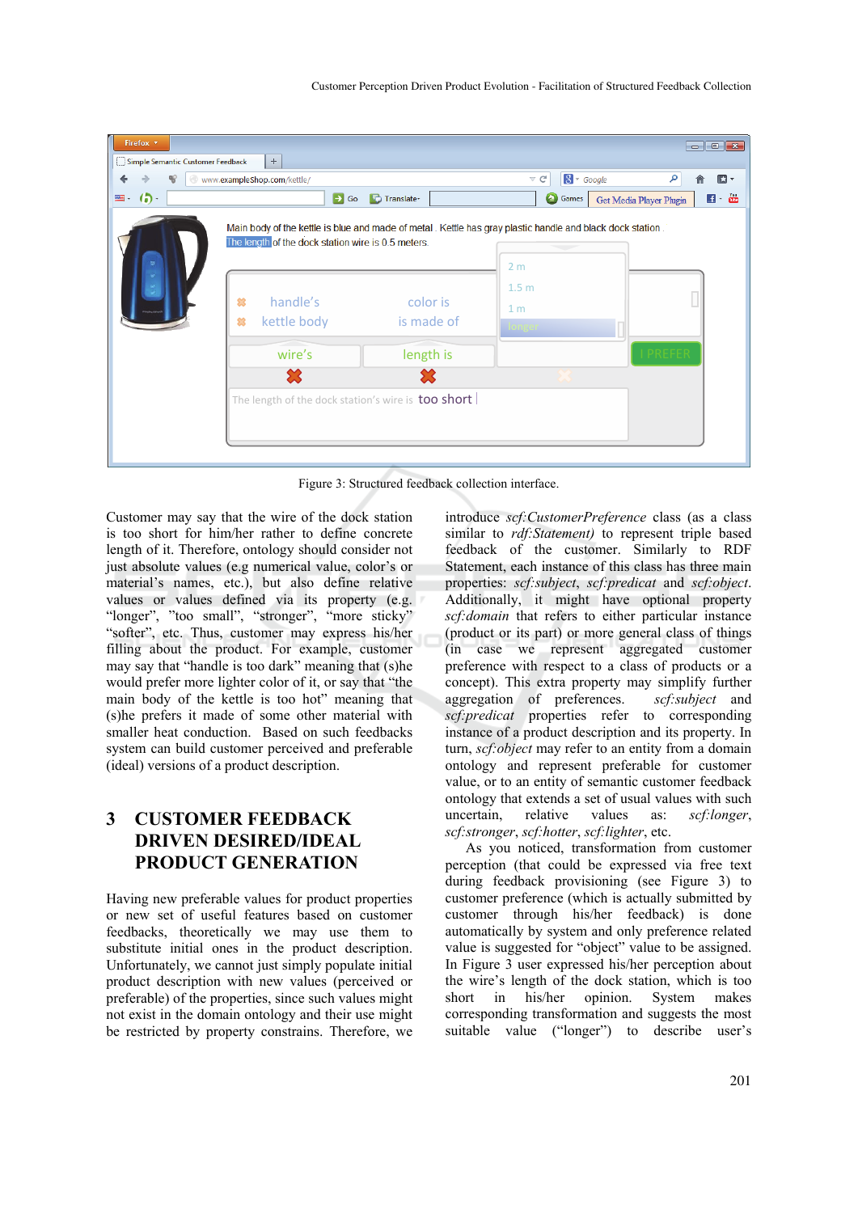Figure 3: Structured feedback collection interface.

Customer may say that the wire of the dock station is too short for him/her rather to define concrete length of it. Therefore, ontology should consider not just absolute values (e.g numerical value, color's or material's names, etc.), but also define relative values or values defined via its property (e.g. "longer", "too small", "stronger", "more sticky" "softer", etc. Thus, customer may express his/her filling about the product. For example, customer may say that "handle is too dark" meaning that (s)he would prefer more lighter color of it, or say that "the main body of the kettle is too hot" meaning that (s)he prefers it made of some other material with smaller heat conduction. Based on such feedbacks system can build customer perceived and preferable (ideal) versions of a product description.

## 3 CUSTOMER FEEDBACK DRIVEN DESIRED/IDEAL PRODUCT GENERATION

Having new preferable values for product properties or new set of useful features based on customer feedbacks, theoretically we may use them to substitute initial ones in the product description. Unfortunately, we cannot just simply populate initial product description with new values (perceived or preferable) of the properties, since such values might not exist in the domain ontology and their use might be restricted by property constrains. Therefore, we introduce *scf:CustomerPreference* class (as a class similar to *rdf:Statement)* to represent triple based feedback of the customer. Similarly to RDF Statement, each instance of this class has three main properties: *scf:subject*, *scf:predicat* and *scf:object*. Additionally, it might have optional property *scf:domain* that refers to either particular instance (product or its part) or more general class of things (in case we represent aggregated customer preference with respect to a class of products or a concept). This extra property may simplify further aggregation of preferences. *scf:subject* and *scf:predicat* properties refer to corresponding instance of a product description and its property. In turn, *scf:object* may refer to an entity from a domain ontology and represent preferable for customer value, or to an entity of semantic customer feedback ontology that extends a set of usual values with such uncertain, relative values as: *scf:longer*, *scf:stronger*, *scf:hotter*, *scf:lighter*, etc.

As you noticed, transformation from customer perception (that could be expressed via free text during feedback provisioning (see Figure 3) to customer preference (which is actually submitted by customer through his/her feedback) is done automatically by system and only preference related value is suggested for "object" value to be assigned. In Figure 3 user expressed his/her perception about the wire's length of the dock station, which is too short in his/her opinion. System makes corresponding transformation and suggests the most suitable value ("longer") to describe user's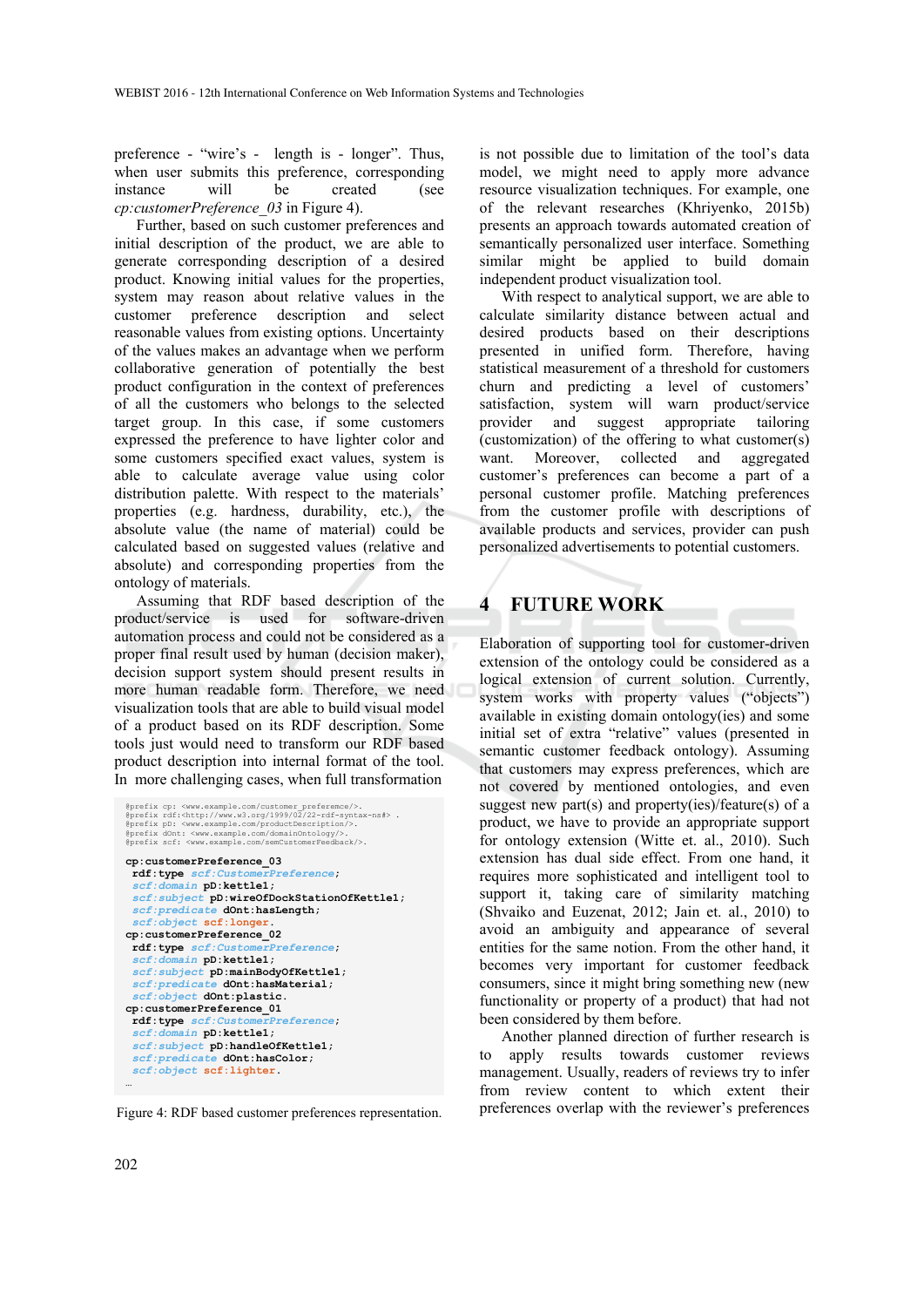preference - "wire's - length is - longer". Thus, when user submits this preference, corresponding instance will be created (see *cp:customerPreference_03* in Figure 4).

Further, based on such customer preferences and initial description of the product, we are able to generate corresponding description of a desired product. Knowing initial values for the properties, system may reason about relative values in the customer preference description and select reasonable values from existing options. Uncertainty of the values makes an advantage when we perform collaborative generation of potentially the best product configuration in the context of preferences of all the customers who belongs to the selected target group. In this case, if some customers expressed the preference to have lighter color and some customers specified exact values, system is able to calculate average value using color distribution palette. With respect to the materials' properties (e.g. hardness, durability, etc.), the absolute value (the name of material) could be calculated based on suggested values (relative and absolute) and corresponding properties from the ontology of materials.

Assuming that RDF based description of the product/service is used for software-driven automation process and could not be considered as a proper final result used by human (decision maker), decision support system should present results in more human readable form. Therefore, we need visualization tools that are able to build visual model of a product based on its RDF description. Some tools just would need to transform our RDF based product description into internal format of the tool. In more challenging cases, when full transformation

```
@prefix cp: <www.example.com/customer_preference/>.
@prefix rdf:<http://www.w3.org/1999/02/22-rdf-syntax-ns#> .
@prefix pD: <www.example.com/productDescription/>.
@prefix dOnt: <www.example.com/domainOntology/>.
@prefix scf: <www.example.com/semCustomerFeedback/>.

cp:customerPreference_03
  rdf:type scf:CustomerPreference;
  scf:domain pD:kettle1;
  scf:subject pD:wireOfDockStationOfKettle1;
  scf:predicate dOnt:hasLength;
  scf:object scf:longer.
cp:customerPreference_02
  rdf:type scf:CustomerPreference;
  scf:domain pD:kettle1;
  scf:subject pD:mainBodyOfKettle1;
  scf:predicate dOnt:hasMaterial;
  scf:object dOnt:plastic.
cp:customerPreference_01
  rdf:type scf:CustomerPreference;
  scf:domain pD:kettle1;
  scf:subject pD:handleOfKettle1;
  scf:predicate dOnt:hasColor;
  scf:object scf:lighter.
…
```

Figure 4: RDF based customer preferences representation.

is not possible due to limitation of the tool's data model, we might need to apply more advance resource visualization techniques. For example, one of the relevant researches (Khriyenko, 2015b) presents an approach towards automated creation of semantically personalized user interface. Something similar might be applied to build domain independent product visualization tool.

With respect to analytical support, we are able to calculate similarity distance between actual and desired products based on their descriptions presented in unified form. Therefore, having statistical measurement of a threshold for customers churn and predicting a level of customers' satisfaction, system will warn product/service provider and suggest appropriate tailoring (customization) of the offering to what customer(s) want. Moreover, collected and aggregated customer's preferences can become a part of a personal customer profile. Matching preferences from the customer profile with descriptions of available products and services, provider can push personalized advertisements to potential customers.

## 4 FUTURE WORK

Elaboration of supporting tool for customer-driven extension of the ontology could be considered as a logical extension of current solution. Currently, system works with property values ("objects") available in existing domain ontology(ies) and some initial set of extra "relative" values (presented in semantic customer feedback ontology). Assuming that customers may express preferences, which are not covered by mentioned ontologies, and even suggest new part(s) and property(ies)/feature(s) of a product, we have to provide an appropriate support for ontology extension (Witte et. al., 2010). Such extension has dual side effect. From one hand, it requires more sophisticated and intelligent tool to support it, taking care of similarity matching (Shvaiko and Euzenat, 2012; Jain et. al., 2010) to avoid an ambiguity and appearance of several entities for the same notion. From the other hand, it becomes very important for customer feedback consumers, since it might bring something new (new functionality or property of a product) that had not been considered by them before.

Another planned direction of further research is to apply results towards customer reviews management. Usually, readers of reviews try to infer from review content to which extent their preferences overlap with the reviewer's preferences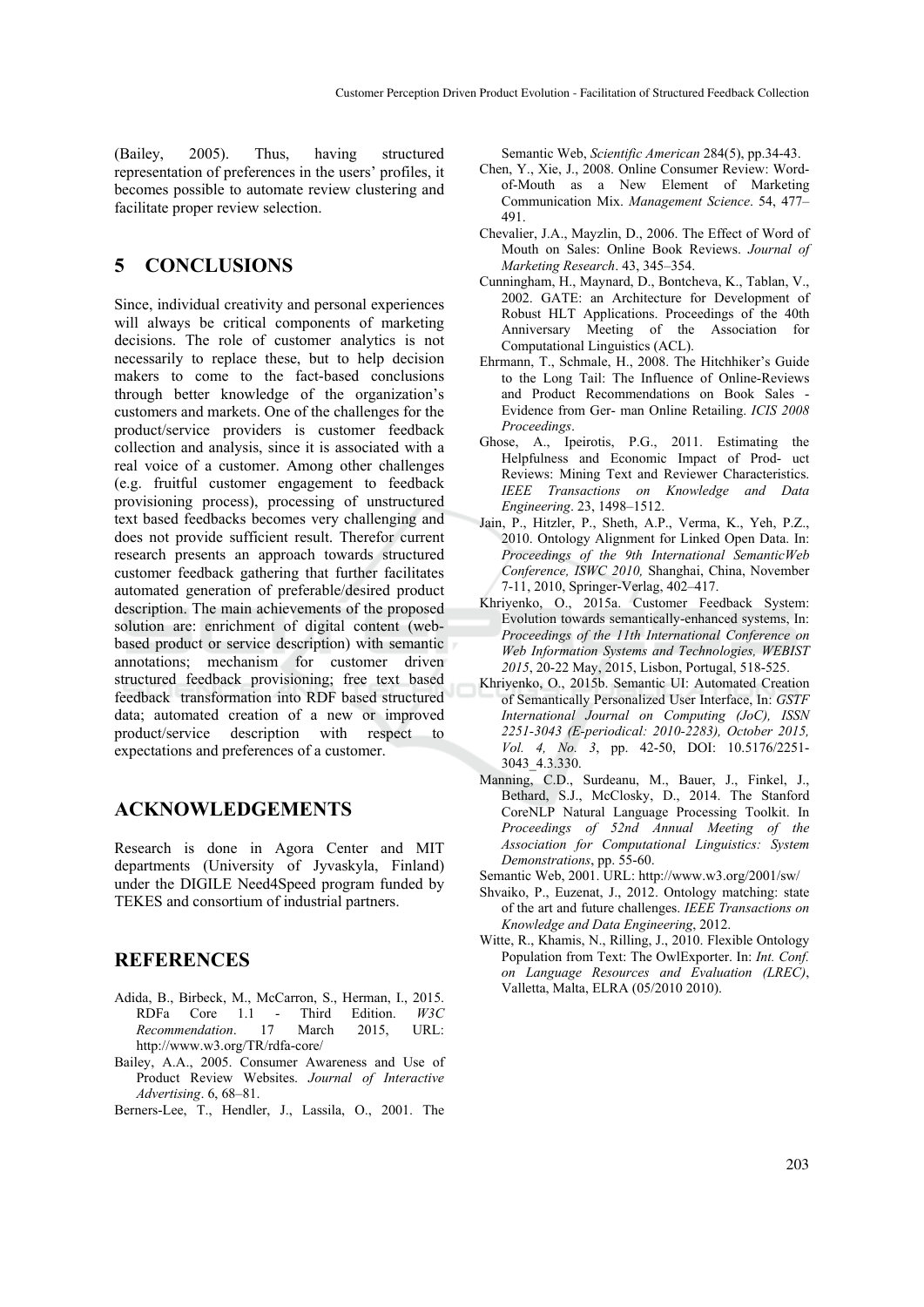(Bailey, 2005). Thus, having structured representation of preferences in the users' profiles, it becomes possible to automate review clustering and facilitate proper review selection.

## 5 CONCLUSIONS

Since, individual creativity and personal experiences will always be critical components of marketing decisions. The role of customer analytics is not necessarily to replace these, but to help decision makers to come to the fact-based conclusions through better knowledge of the organization's customers and markets. One of the challenges for the product/service providers is customer feedback collection and analysis, since it is associated with a real voice of a customer. Among other challenges (e.g. fruitful customer engagement to feedback provisioning process), processing of unstructured text based feedbacks becomes very challenging and does not provide sufficient result. Therefor current research presents an approach towards structured customer feedback gathering that further facilitates automated generation of preferable/desired product description. The main achievements of the proposed solution are: enrichment of digital content (web-based product or service description) with semantic annotations; mechanism for customer driven structured feedback provisioning; free text based feedback transformation into RDF based structured data; automated creation of a new or improved product/service description with respect to expectations and preferences of a customer.

## ACKNOWLEDGEMENTS

Research is done in Agora Center and MIT departments (University of Jyvaskyla, Finland) under the DIGILE Need4Speed program funded by TEKES and consortium of industrial partners.

## REFERENCES

Adida, B., Birbeck, M., McCarron, S., Herman, I., 2015. RDFa Core 1.1 - Third Edition. *W3C Recommendation*. 17 March 2015, URL: http://www.w3.org/TR/rdfa-core/

Bailey, A.A., 2005. Consumer Awareness and Use of Product Review Websites. *Journal of Interactive Advertising*. 6, 68–81.

Berners-Lee, T., Hendler, J., Lassila, O., 2001. The Semantic Web, *Scientific American* 284(5), pp.34-43.

Chen, Y., Xie, J., 2008. Online Consumer Review: Word-of-Mouth as a New Element of Marketing Communication Mix. *Management Science*. 54, 477–491.

Chevalier, J.A., Mayzlin, D., 2006. The Effect of Word of Mouth on Sales: Online Book Reviews. *Journal of Marketing Research*. 43, 345–354.

Cunningham, H., Maynard, D., Bontcheva, K., Tablan, V., 2002. GATE: an Architecture for Development of Robust HLT Applications. Proceedings of the 40th Anniversary Meeting of the Association for Computational Linguistics (ACL).

Ehrmann, T., Schmale, H., 2008. The Hitchhiker's Guide to the Long Tail: The Influence of Online-Reviews and Product Recommendations on Book Sales - Evidence from Ger- man Online Retailing. *ICIS 2008 Proceedings*.

Ghose, A., Ipeirotis, P.G., 2011. Estimating the Helpfulness and Economic Impact of Prod- uct Reviews: Mining Text and Reviewer Characteristics. *IEEE Transactions on Knowledge and Data Engineering*. 23, 1498–1512.

Jain, P., Hitzler, P., Sheth, A.P., Verma, K., Yeh, P.Z., 2010. Ontology Alignment for Linked Open Data. In: *Proceedings of the 9th International SemanticWeb Conference, ISWC 2010,* Shanghai, China, November 7-11, 2010, Springer-Verlag, 402–417.

Khriyenko, O., 2015a. Customer Feedback System: Evolution towards semantically-enhanced systems, In: *Proceedings of the 11th International Conference on Web Information Systems and Technologies, WEBIST 2015*, 20-22 May, 2015, Lisbon, Portugal, 518-525.

Khriyenko, O., 2015b. Semantic UI: Automated Creation of Semantically Personalized User Interface, In: *GSTF International Journal on Computing (JoC), ISSN 2251-3043 (E-periodical: 2010-2283), October 2015, Vol. 4, No. 3*, pp. 42-50, DOI: 10.5176/2251-3043_4.3.330.

Manning, C.D., Surdeanu, M., Bauer, J., Finkel, J., Bethard, S.J., McClosky, D., 2014. The Stanford CoreNLP Natural Language Processing Toolkit. In *Proceedings of 52nd Annual Meeting of the Association for Computational Linguistics: System Demonstrations*, pp. 55-60.

Semantic Web, 2001. URL: http://www.w3.org/2001/sw/

Shvaiko, P., Euzenat, J., 2012. Ontology matching: state of the art and future challenges. *IEEE Transactions on Knowledge and Data Engineering*, 2012.

Witte, R., Khamis, N., Rilling, J., 2010. Flexible Ontology Population from Text: The OwlExporter. In: *Int. Conf. on Language Resources and Evaluation (LREC)*, Valletta, Malta, ELRA (05/2010 2010).